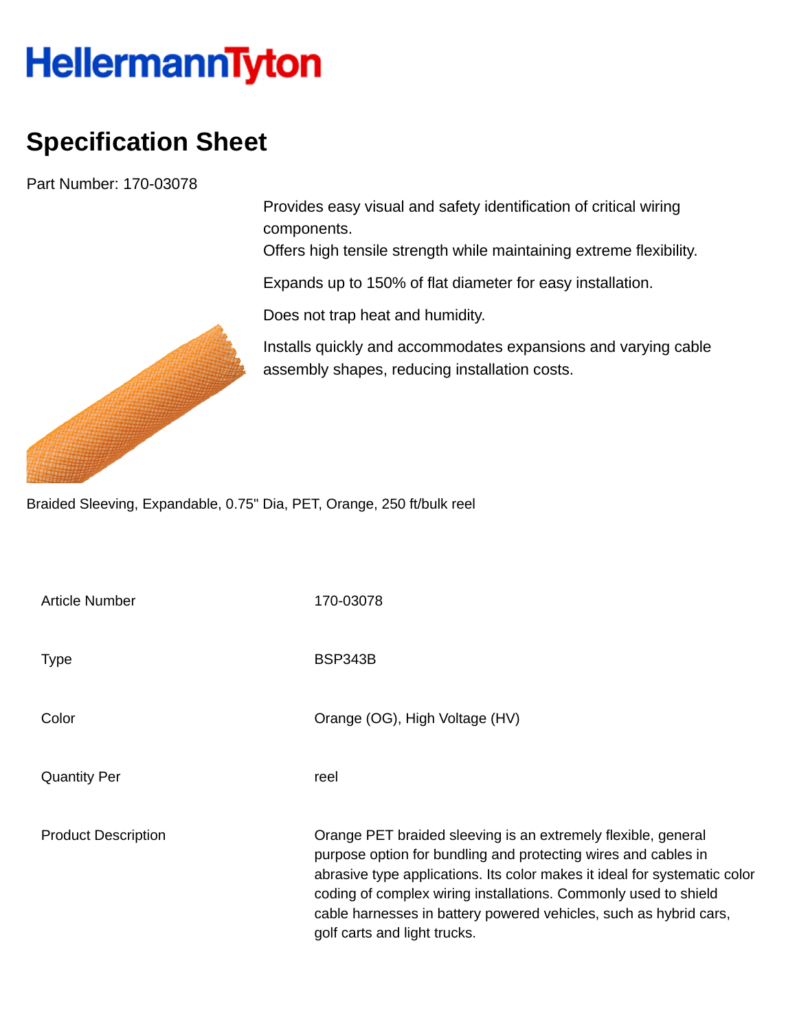HellermannTyton

# Specification Sheet

Part Number: 170-03078

Provides easy visual and safety identification of critical wiring components.
Offers high tensile strength while maintaining extreme flexibility.

Expands up to 150% of flat diameter for easy installation.

Does not trap heat and humidity.

Installs quickly and accommodates expansions and varying cable assembly shapes, reducing installation costs.

Braided Sleeving, Expandable, 0.75" Dia, PET, Orange, 250 ft/bulk reel

| | |
|---|---|
| Article Number | 170-03078 |
| Type | BSP343B |
| Color | Orange (OG), High Voltage (HV) |
| Quantity Per | reel |
| Product Description | Orange PET braided sleeving is an extremely flexible, general purpose option for bundling and protecting wires and cables in abrasive type applications. Its color makes it ideal for systematic color coding of complex wiring installations. Commonly used to shield cable harnesses in battery powered vehicles, such as hybrid cars, golf carts and light trucks. |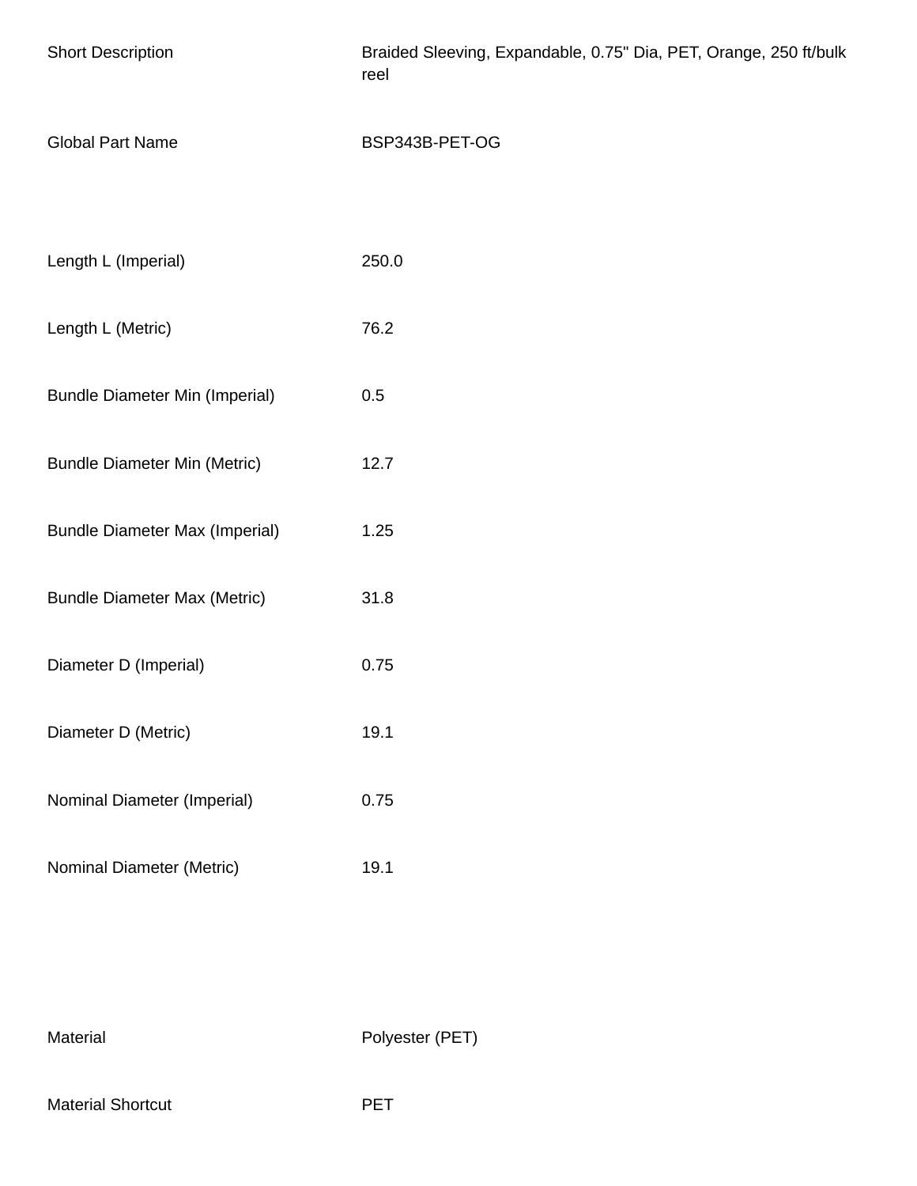| | |
|---|---|
| Short Description | Braided Sleeving, Expandable, 0.75" Dia, PET, Orange, 250 ft/bulk reel |
| Global Part Name | BSP343B-PET-OG |

| | |
|---|---|
| Length L (Imperial) | 250.0 |
| Length L (Metric) | 76.2 |
| Bundle Diameter Min (Imperial) | 0.5 |
| Bundle Diameter Min (Metric) | 12.7 |
| Bundle Diameter Max (Imperial) | 1.25 |
| Bundle Diameter Max (Metric) | 31.8 |
| Diameter D (Imperial) | 0.75 |
| Diameter D (Metric) | 19.1 |
| Nominal Diameter (Imperial) | 0.75 |
| Nominal Diameter (Metric) | 19.1 |

| | |
|---|---|
| Material | Polyester (PET) |
| Material Shortcut | PET |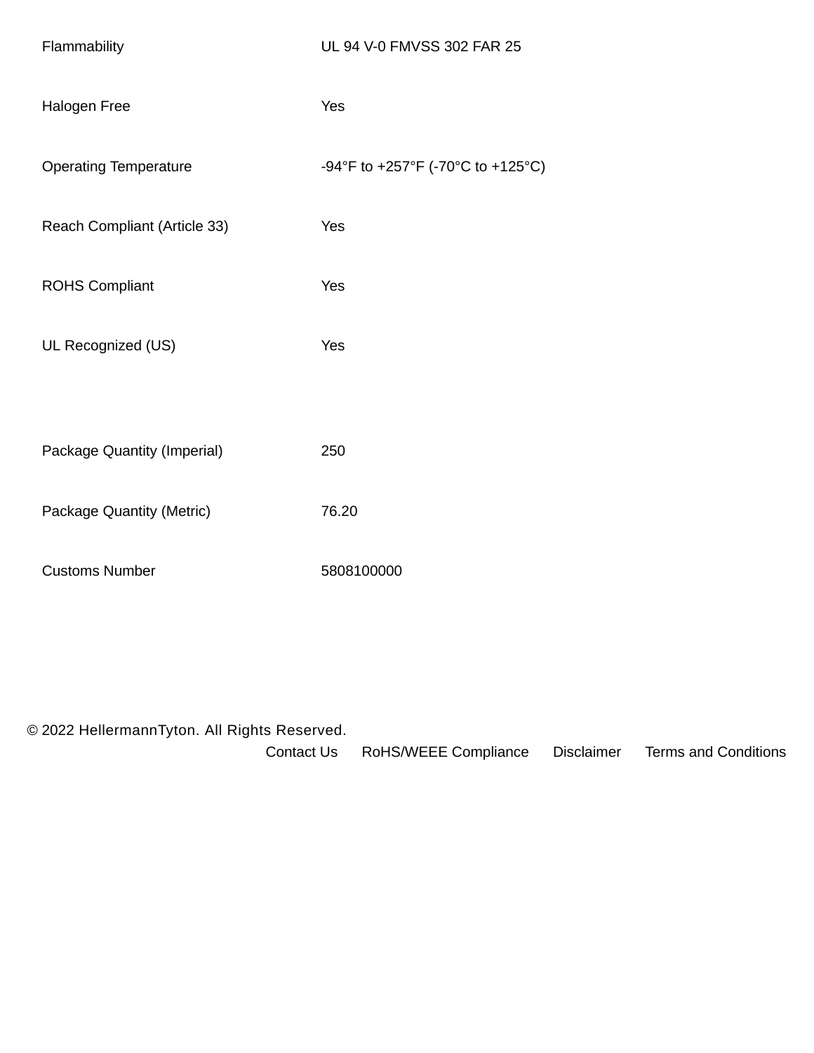| | |
|---|---|
| Flammability | UL 94 V-0 FMVSS 302 FAR 25 |
| Halogen Free | Yes |
| Operating Temperature | -94°F to +257°F (-70°C to +125°C) |
| Reach Compliant (Article 33) | Yes |
| ROHS Compliant | Yes |
| UL Recognized (US) | Yes |

| | |
|---|---|
| Package Quantity (Imperial) | 250 |
| Package Quantity (Metric) | 76.20 |
| Customs Number | 5808100000 |

© 2022 HellermannTyton. All Rights Reserved.

Contact Us    RoHS/WEEE Compliance    Disclaimer    Terms and Conditions